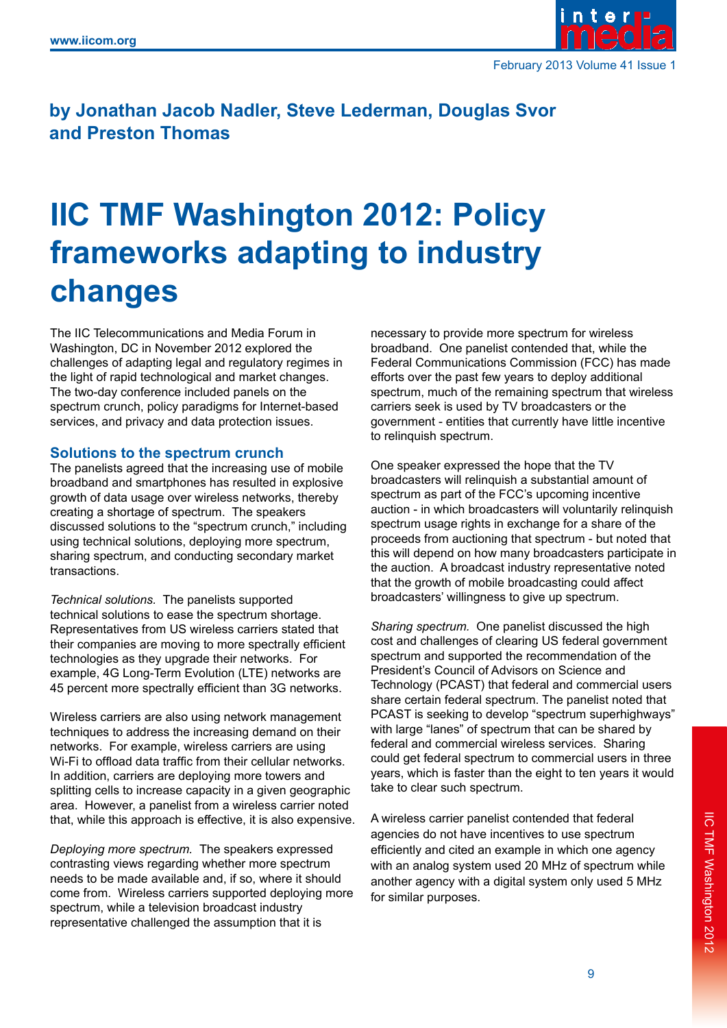by Jonathan Jacob Nadler, Steve Lederman, Douglas Svor and Preston Thomas

# IIC TMF Washington 2012: Policy frameworks adapting to industry changes

The IIC Telecommunications and Media Forum in Washington, DC in November 2012 explored the challenges of adapting legal and regulatory regimes in the light of rapid technological and market changes. The two-day conference included panels on the spectrum crunch, policy paradigms for Internet-based services, and privacy and data protection issues.

## Solutions to the spectrum crunch

The panelists agreed that the increasing use of mobile broadband and smartphones has resulted in explosive growth of data usage over wireless networks, thereby creating a shortage of spectrum. The speakers discussed solutions to the "spectrum crunch," including using technical solutions, deploying more spectrum, sharing spectrum, and conducting secondary market transactions.

*Technical solutions.* The panelists supported technical solutions to ease the spectrum shortage. Representatives from US wireless carriers stated that their companies are moving to more spectrally efficient technologies as they upgrade their networks. For example, 4G Long-Term Evolution (LTE) networks are 45 percent more spectrally efficient than 3G networks.

Wireless carriers are also using network management techniques to address the increasing demand on their networks. For example, wireless carriers are using Wi-Fi to offload data traffic from their cellular networks. In addition, carriers are deploying more towers and splitting cells to increase capacity in a given geographic area. However, a panelist from a wireless carrier noted that, while this approach is effective, it is also expensive.

*Deploying more spectrum.* The speakers expressed contrasting views regarding whether more spectrum needs to be made available and, if so, where it should come from. Wireless carriers supported deploying more spectrum, while a television broadcast industry representative challenged the assumption that it is necessary to provide more spectrum for wireless broadband. One panelist contended that, while the Federal Communications Commission (FCC) has made efforts over the past few years to deploy additional spectrum, much of the remaining spectrum that wireless carriers seek is used by TV broadcasters or the government - entities that currently have little incentive to relinquish spectrum.

One speaker expressed the hope that the TV broadcasters will relinquish a substantial amount of spectrum as part of the FCC's upcoming incentive auction - in which broadcasters will voluntarily relinquish spectrum usage rights in exchange for a share of the proceeds from auctioning that spectrum - but noted that this will depend on how many broadcasters participate in the auction. A broadcast industry representative noted that the growth of mobile broadcasting could affect broadcasters' willingness to give up spectrum.

*Sharing spectrum.* One panelist discussed the high cost and challenges of clearing US federal government spectrum and supported the recommendation of the President's Council of Advisors on Science and Technology (PCAST) that federal and commercial users share certain federal spectrum. The panelist noted that PCAST is seeking to develop "spectrum superhighways" with large "lanes" of spectrum that can be shared by federal and commercial wireless services. Sharing could get federal spectrum to commercial users in three years, which is faster than the eight to ten years it would take to clear such spectrum.

A wireless carrier panelist contended that federal agencies do not have incentives to use spectrum efficiently and cited an example in which one agency with an analog system used 20 MHz of spectrum while another agency with a digital system only used 5 MHz for similar purposes.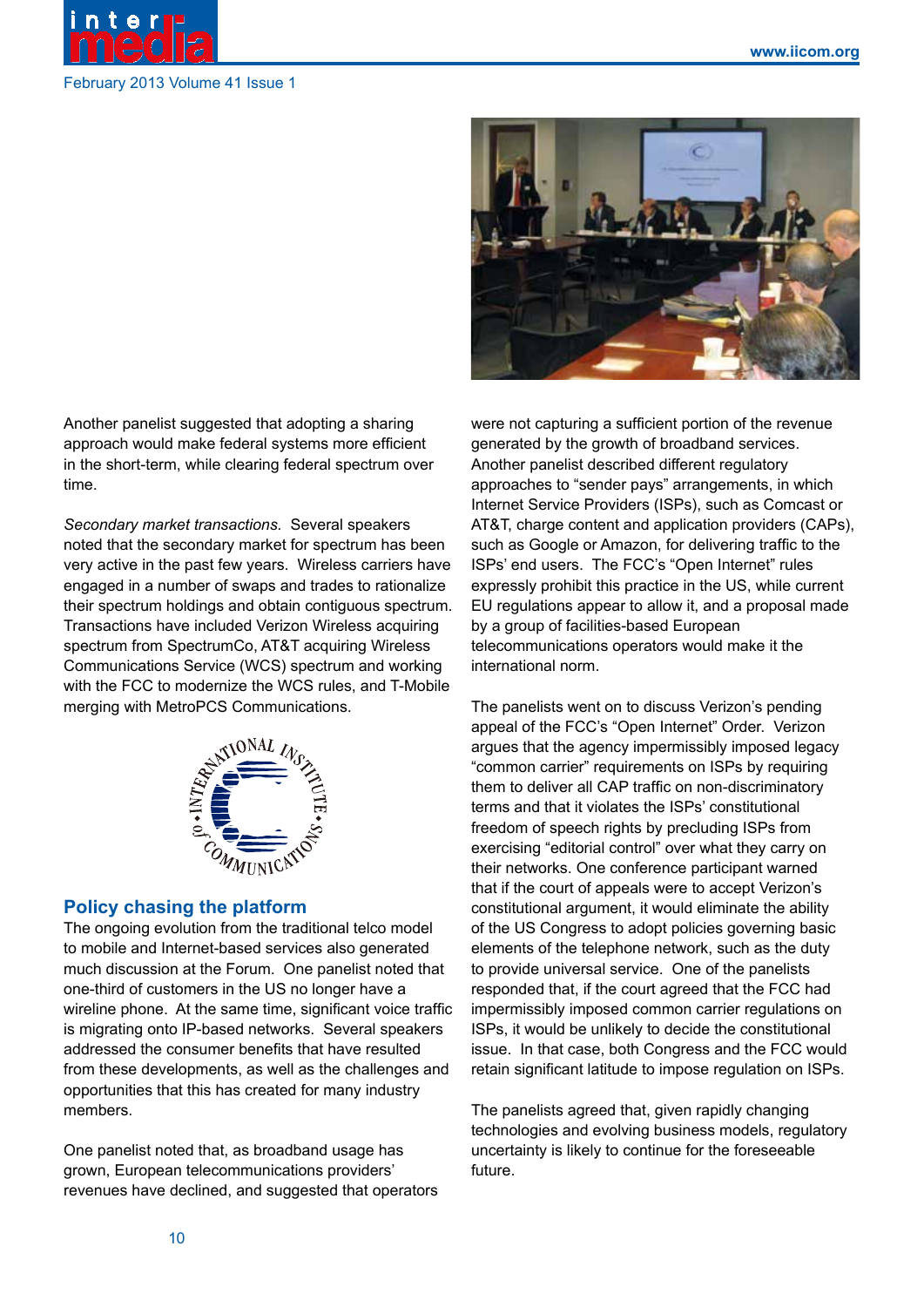Another panelist suggested that adopting a sharing approach would make federal systems more efficient in the short-term, while clearing federal spectrum over time.

*Secondary market transactions.* Several speakers noted that the secondary market for spectrum has been very active in the past few years. Wireless carriers have engaged in a number of swaps and trades to rationalize their spectrum holdings and obtain contiguous spectrum. Transactions have included Verizon Wireless acquiring spectrum from SpectrumCo, AT&T acquiring Wireless Communications Service (WCS) spectrum and working with the FCC to modernize the WCS rules, and T-Mobile merging with MetroPCS Communications.

## Policy chasing the platform

The ongoing evolution from the traditional telco model to mobile and Internet-based services also generated much discussion at the Forum. One panelist noted that one-third of customers in the US no longer have a wireline phone. At the same time, significant voice traffic is migrating onto IP-based networks. Several speakers addressed the consumer benefits that have resulted from these developments, as well as the challenges and opportunities that this has created for many industry members.

One panelist noted that, as broadband usage has grown, European telecommunications providers' revenues have declined, and suggested that operators were not capturing a sufficient portion of the revenue generated by the growth of broadband services. Another panelist described different regulatory approaches to "sender pays" arrangements, in which Internet Service Providers (ISPs), such as Comcast or AT&T, charge content and application providers (CAPs), such as Google or Amazon, for delivering traffic to the ISPs' end users. The FCC's "Open Internet" rules expressly prohibit this practice in the US, while current EU regulations appear to allow it, and a proposal made by a group of facilities-based European telecommunications operators would make it the international norm.

The panelists went on to discuss Verizon's pending appeal of the FCC's "Open Internet" Order. Verizon argues that the agency impermissibly imposed legacy "common carrier" requirements on ISPs by requiring them to deliver all CAP traffic on non-discriminatory terms and that it violates the ISPs' constitutional freedom of speech rights by precluding ISPs from exercising "editorial control" over what they carry on their networks. One conference participant warned that if the court of appeals were to accept Verizon's constitutional argument, it would eliminate the ability of the US Congress to adopt policies governing basic elements of the telephone network, such as the duty to provide universal service. One of the panelists responded that, if the court agreed that the FCC had impermissibly imposed common carrier regulations on ISPs, it would be unlikely to decide the constitutional issue. In that case, both Congress and the FCC would retain significant latitude to impose regulation on ISPs.

The panelists agreed that, given rapidly changing technologies and evolving business models, regulatory uncertainty is likely to continue for the foreseeable future.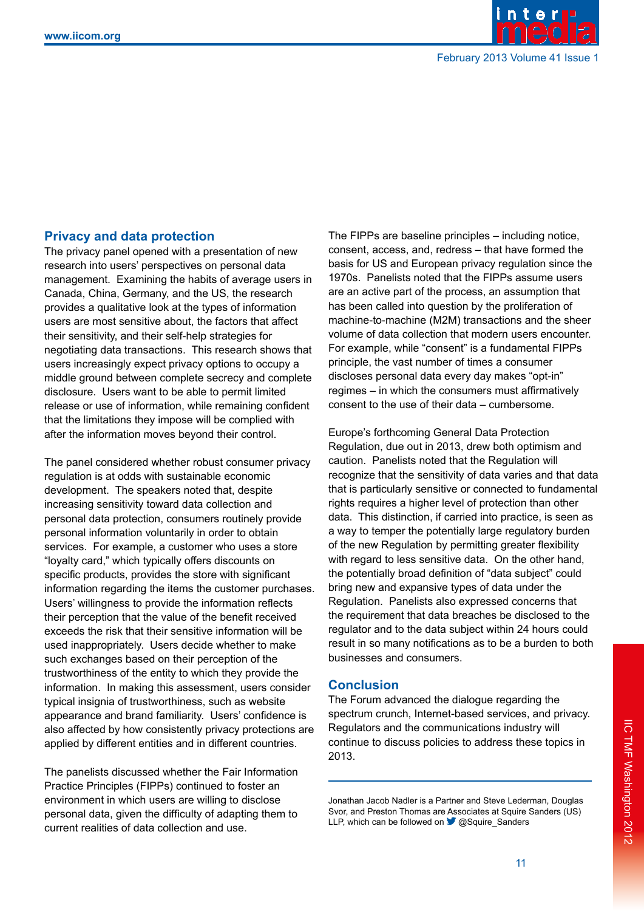## Privacy and data protection

The privacy panel opened with a presentation of new research into users' perspectives on personal data management. Examining the habits of average users in Canada, China, Germany, and the US, the research provides a qualitative look at the types of information users are most sensitive about, the factors that affect their sensitivity, and their self-help strategies for negotiating data transactions. This research shows that users increasingly expect privacy options to occupy a middle ground between complete secrecy and complete disclosure. Users want to be able to permit limited release or use of information, while remaining confident that the limitations they impose will be complied with after the information moves beyond their control.

The panel considered whether robust consumer privacy regulation is at odds with sustainable economic development. The speakers noted that, despite increasing sensitivity toward data collection and personal data protection, consumers routinely provide personal information voluntarily in order to obtain services. For example, a customer who uses a store "loyalty card," which typically offers discounts on specific products, provides the store with significant information regarding the items the customer purchases. Users' willingness to provide the information reflects their perception that the value of the benefit received exceeds the risk that their sensitive information will be used inappropriately. Users decide whether to make such exchanges based on their perception of the trustworthiness of the entity to which they provide the information. In making this assessment, users consider typical insignia of trustworthiness, such as website appearance and brand familiarity. Users' confidence is also affected by how consistently privacy protections are applied by different entities and in different countries.

The panelists discussed whether the Fair Information Practice Principles (FIPPs) continued to foster an environment in which users are willing to disclose personal data, given the difficulty of adapting them to current realities of data collection and use.

The FIPPs are baseline principles – including notice, consent, access, and, redress – that have formed the basis for US and European privacy regulation since the 1970s. Panelists noted that the FIPPs assume users are an active part of the process, an assumption that has been called into question by the proliferation of machine-to-machine (M2M) transactions and the sheer volume of data collection that modern users encounter. For example, while "consent" is a fundamental FIPPs principle, the vast number of times a consumer discloses personal data every day makes "opt-in" regimes – in which the consumers must affirmatively consent to the use of their data – cumbersome.

Europe's forthcoming General Data Protection Regulation, due out in 2013, drew both optimism and caution. Panelists noted that the Regulation will recognize that the sensitivity of data varies and that data that is particularly sensitive or connected to fundamental rights requires a higher level of protection than other data. This distinction, if carried into practice, is seen as a way to temper the potentially large regulatory burden of the new Regulation by permitting greater flexibility with regard to less sensitive data. On the other hand, the potentially broad definition of "data subject" could bring new and expansive types of data under the Regulation. Panelists also expressed concerns that the requirement that data breaches be disclosed to the regulator and to the data subject within 24 hours could result in so many notifications as to be a burden to both businesses and consumers.

## Conclusion

The Forum advanced the dialogue regarding the spectrum crunch, Internet-based services, and privacy. Regulators and the communications industry will continue to discuss policies to address these topics in 2013.

---

Jonathan Jacob Nadler is a Partner and Steve Lederman, Douglas Svor, and Preston Thomas are Associates at Squire Sanders (US) LLP, which can be followed on @Squire_Sanders